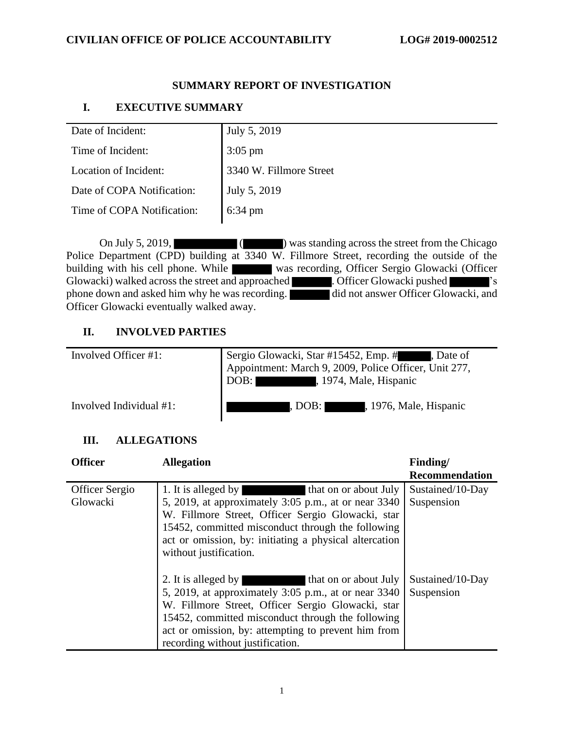**CIVILIAN OFFICE OF POLICE ACCOUNTABILITY** **LOG# 2019-0002512**

# SUMMARY REPORT OF INVESTIGATION

## I. EXECUTIVE SUMMARY

| | |
|---|---|
| Date of Incident: | July 5, 2019 |
| Time of Incident: | 3:05 pm |
| Location of Incident: | 3340 W. Fillmore Street |
| Date of COPA Notification: | July 5, 2019 |
| Time of COPA Notification: | 6:34 pm |

On July 5, 2019, ██████ (██████) was standing across the street from the Chicago Police Department (CPD) building at 3340 W. Fillmore Street, recording the outside of the building with his cell phone. While ██████ was recording, Officer Sergio Glowacki (Officer Glowacki) walked across the street and approached ██████. Officer Glowacki pushed ██████'s phone down and asked him why he was recording. ██████ did not answer Officer Glowacki, and Officer Glowacki eventually walked away.

## II. INVOLVED PARTIES

| | |
|---|---|
| Involved Officer #1: | Sergio Glowacki, Star #15452, Emp. #██████, Date of Appointment: March 9, 2009, Police Officer, Unit 277, DOB: ██████, 1974, Male, Hispanic |
| Involved Individual #1: | ██████, DOB: ██████, 1976, Male, Hispanic |

## III. ALLEGATIONS

| Officer | Allegation | Finding/ Recommendation |
|---|---|---|
| Officer Sergio Glowacki | 1. It is alleged by ██████ that on or about July 5, 2019, at approximately 3:05 p.m., at or near 3340 W. Fillmore Street, Officer Sergio Glowacki, star 15452, committed misconduct through the following act or omission, by: initiating a physical altercation without justification. | Sustained/10-Day Suspension |
| | 2. It is alleged by ██████ that on or about July 5, 2019, at approximately 3:05 p.m., at or near 3340 W. Fillmore Street, Officer Sergio Glowacki, star 15452, committed misconduct through the following act or omission, by: attempting to prevent him from recording without justification. | Sustained/10-Day Suspension |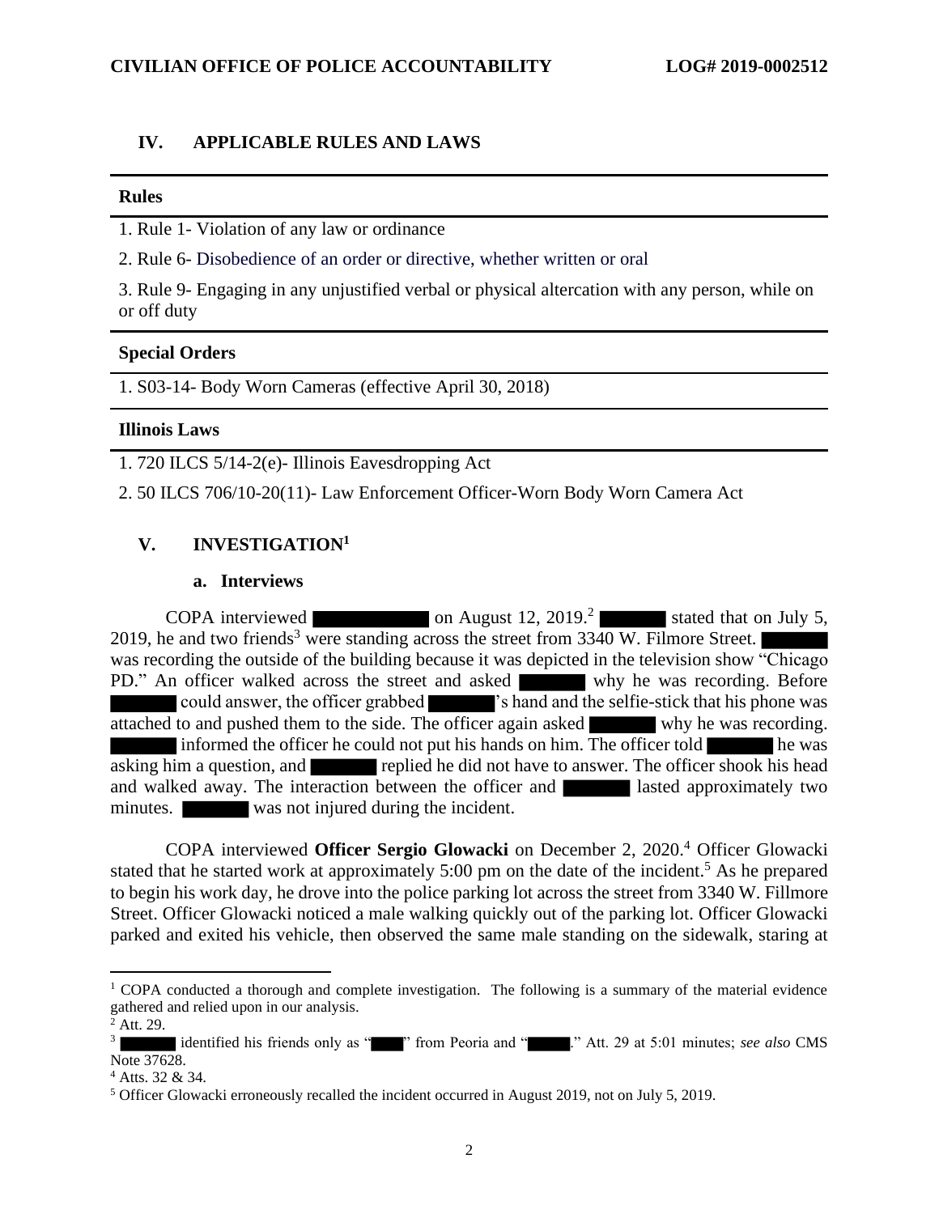## IV. APPLICABLE RULES AND LAWS

| **Rules** |
|---|
| 1. Rule 1- Violation of any law or ordinance |
| 2. Rule 6- Disobedience of an order or directive, whether written or oral |
| 3. Rule 9- Engaging in any unjustified verbal or physical altercation with any person, while on or off duty |

| **Special Orders** |
|---|
| 1. S03-14- Body Worn Cameras (effective April 30, 2018) |

| **Illinois Laws** |
|---|
| 1. 720 ILCS 5/14-2(e)- Illinois Eavesdropping Act |
| 2. 50 ILCS 706/10-20(11)- Law Enforcement Officer-Worn Body Worn Camera Act |

## V. INVESTIGATION[1]

### a. Interviews

COPA interviewed ████████ on August 12, 2019.[2] ██████ stated that on July 5, 2019, he and two friends[3] were standing across the street from 3340 W. Filmore Street. ██████ was recording the outside of the building because it was depicted in the television show "Chicago PD." An officer walked across the street and asked ██████ why he was recording. Before ██████ could answer, the officer grabbed ██████'s hand and the selfie-stick that his phone was attached to and pushed them to the side. The officer again asked ██████ why he was recording. ██████ informed the officer he could not put his hands on him. The officer told ██████ he was asking him a question, and ██████ replied he did not have to answer. The officer shook his head and walked away. The interaction between the officer and ██████ lasted approximately two minutes. ██████ was not injured during the incident.

COPA interviewed **Officer Sergio Glowacki** on December 2, 2020.[4] Officer Glowacki stated that he started work at approximately 5:00 pm on the date of the incident.[5] As he prepared to begin his work day, he drove into the police parking lot across the street from 3340 W. Fillmore Street. Officer Glowacki noticed a male walking quickly out of the parking lot. Officer Glowacki parked and exited his vehicle, then observed the same male standing on the sidewalk, staring at

---

[1] COPA conducted a thorough and complete investigation. The following is a summary of the material evidence gathered and relied upon in our analysis.

[2] Att. 29.

[3] ██████ identified his friends only as "████" from Peoria and "████." Att. 29 at 5:01 minutes; *see also* CMS Note 37628.

[4] Atts. 32 & 34.

[5] Officer Glowacki erroneously recalled the incident occurred in August 2019, not on July 5, 2019.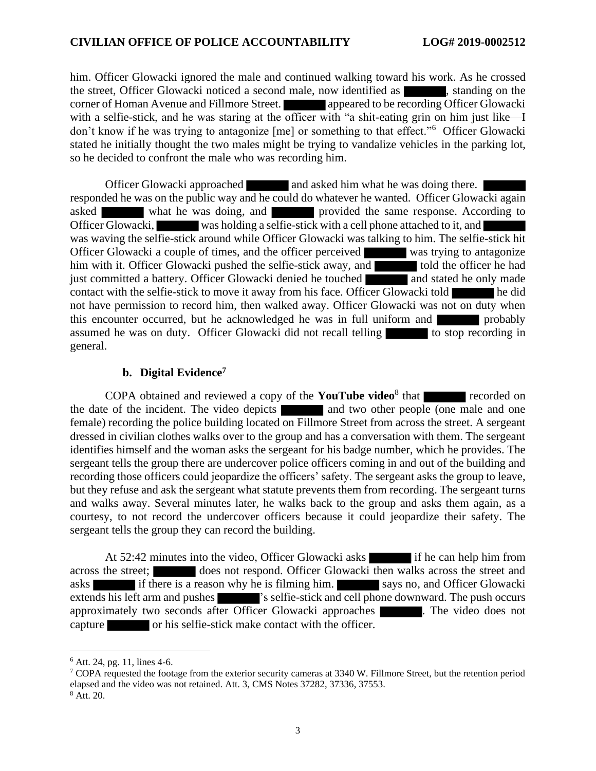him. Officer Glowacki ignored the male and continued walking toward his work. As he crossed the street, Officer Glowacki noticed a second male, now identified as ██████, standing on the corner of Homan Avenue and Fillmore Street. ██████ appeared to be recording Officer Glowacki with a selfie-stick, and he was staring at the officer with "a shit-eating grin on him just like—I don't know if he was trying to antagonize [me] or something to that effect."[6] Officer Glowacki stated he initially thought the two males might be trying to vandalize vehicles in the parking lot, so he decided to confront the male who was recording him.

Officer Glowacki approached ██████ and asked him what he was doing there. ██████ responded he was on the public way and he could do whatever he wanted. Officer Glowacki again asked ██████ what he was doing, and ██████ provided the same response. According to Officer Glowacki, ██████ was holding a selfie-stick with a cell phone attached to it, and ██████ was waving the selfie-stick around while Officer Glowacki was talking to him. The selfie-stick hit Officer Glowacki a couple of times, and the officer perceived ██████ was trying to antagonize him with it. Officer Glowacki pushed the selfie-stick away, and ██████ told the officer he had just committed a battery. Officer Glowacki denied he touched ██████ and stated he only made contact with the selfie-stick to move it away from his face. Officer Glowacki told ██████ he did not have permission to record him, then walked away. Officer Glowacki was not on duty when this encounter occurred, but he acknowledged he was in full uniform and ██████ probably assumed he was on duty. Officer Glowacki did not recall telling ██████ to stop recording in general.

### b. Digital Evidence[7]

COPA obtained and reviewed a copy of the **YouTube video**[8] that ██████ recorded on the date of the incident. The video depicts ██████ and two other people (one male and one female) recording the police building located on Fillmore Street from across the street. A sergeant dressed in civilian clothes walks over to the group and has a conversation with them. The sergeant identifies himself and the woman asks the sergeant for his badge number, which he provides. The sergeant tells the group there are undercover police officers coming in and out of the building and recording those officers could jeopardize the officers' safety. The sergeant asks the group to leave, but they refuse and ask the sergeant what statute prevents them from recording. The sergeant turns and walks away. Several minutes later, he walks back to the group and asks them again, as a courtesy, to not record the undercover officers because it could jeopardize their safety. The sergeant tells the group they can record the building.

At 52:42 minutes into the video, Officer Glowacki asks ██████ if he can help him from across the street; ██████ does not respond. Officer Glowacki then walks across the street and asks ██████ if there is a reason why he is filming him. ██████ says no, and Officer Glowacki extends his left arm and pushes ██████'s selfie-stick and cell phone downward. The push occurs approximately two seconds after Officer Glowacki approaches ██████. The video does not capture ██████ or his selfie-stick make contact with the officer.

---

[6] Att. 24, pg. 11, lines 4-6.

[7] COPA requested the footage from the exterior security cameras at 3340 W. Fillmore Street, but the retention period elapsed and the video was not retained. Att. 3, CMS Notes 37282, 37336, 37553.

[8] Att. 20.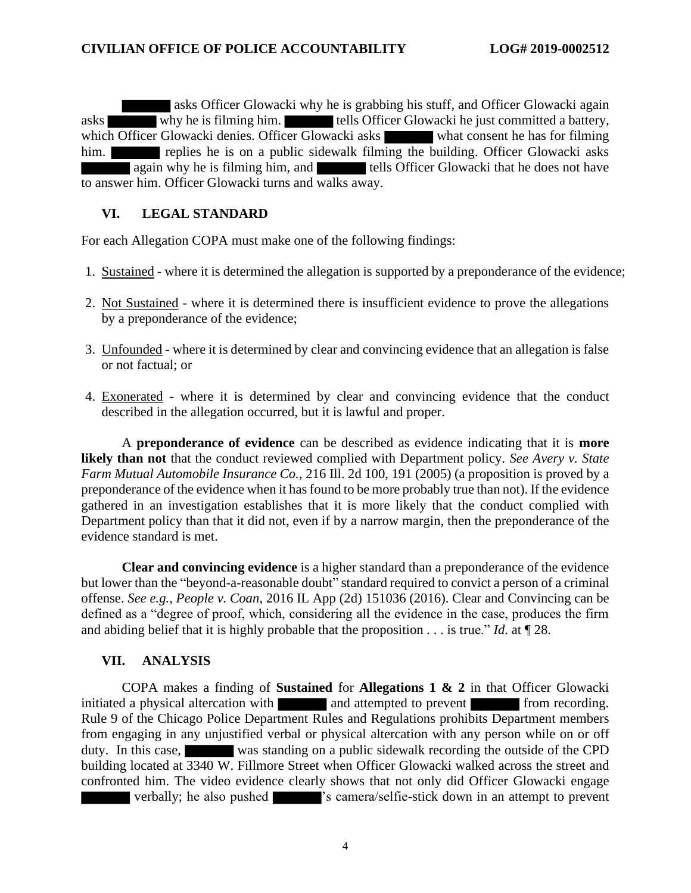█████ asks Officer Glowacki why he is grabbing his stuff, and Officer Glowacki again asks █████ why he is filming him. █████ tells Officer Glowacki he just committed a battery, which Officer Glowacki denies. Officer Glowacki asks █████ what consent he has for filming him. █████ replies he is on a public sidewalk filming the building. Officer Glowacki asks █████ again why he is filming him, and █████ tells Officer Glowacki that he does not have to answer him. Officer Glowacki turns and walks away.

## VI. LEGAL STANDARD

For each Allegation COPA must make one of the following findings:

1. Sustained - where it is determined the allegation is supported by a preponderance of the evidence;

2. Not Sustained - where it is determined there is insufficient evidence to prove the allegations by a preponderance of the evidence;

3. Unfounded - where it is determined by clear and convincing evidence that an allegation is false or not factual; or

4. Exonerated - where it is determined by clear and convincing evidence that the conduct described in the allegation occurred, but it is lawful and proper.

A **preponderance of evidence** can be described as evidence indicating that it is **more likely than not** that the conduct reviewed complied with Department policy. *See Avery v. State Farm Mutual Automobile Insurance Co.*, 216 Ill. 2d 100, 191 (2005) (a proposition is proved by a preponderance of the evidence when it has found to be more probably true than not). If the evidence gathered in an investigation establishes that it is more likely that the conduct complied with Department policy than that it did not, even if by a narrow margin, then the preponderance of the evidence standard is met.

**Clear and convincing evidence** is a higher standard than a preponderance of the evidence but lower than the "beyond-a-reasonable doubt" standard required to convict a person of a criminal offense. *See e.g.*, *People v. Coan*, 2016 IL App (2d) 151036 (2016). Clear and Convincing can be defined as a "degree of proof, which, considering all the evidence in the case, produces the firm and abiding belief that it is highly probable that the proposition . . . is true." *Id*. at ¶ 28.

## VII. ANALYSIS

COPA makes a finding of **Sustained** for **Allegations 1 & 2** in that Officer Glowacki initiated a physical altercation with █████ and attempted to prevent █████ from recording. Rule 9 of the Chicago Police Department Rules and Regulations prohibits Department members from engaging in any unjustified verbal or physical altercation with any person while on or off duty. In this case, █████ was standing on a public sidewalk recording the outside of the CPD building located at 3340 W. Fillmore Street when Officer Glowacki walked across the street and confronted him. The video evidence clearly shows that not only did Officer Glowacki engage █████ verbally; he also pushed █████'s camera/selfie-stick down in an attempt to prevent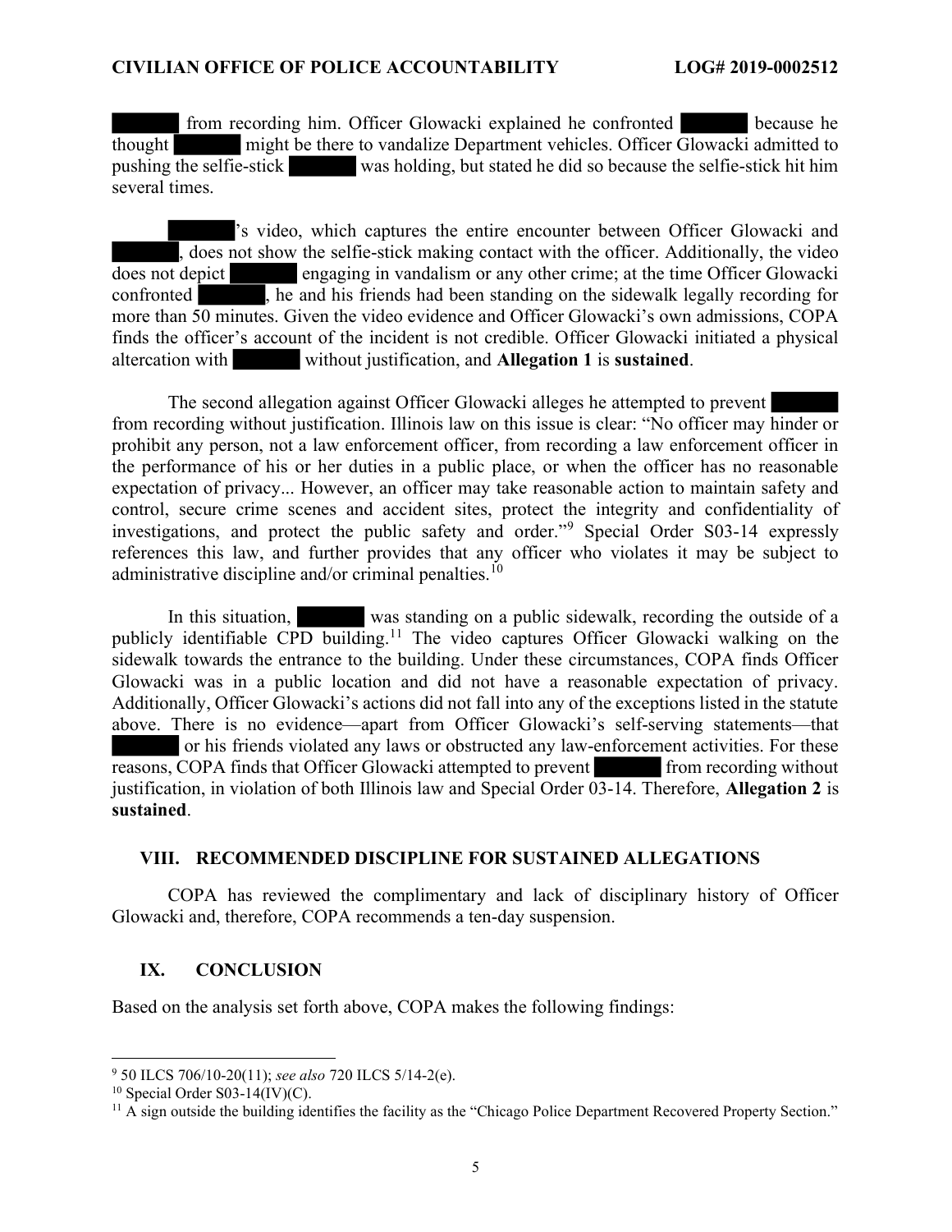█████ from recording him. Officer Glowacki explained he confronted █████ because he thought █████ might be there to vandalize Department vehicles. Officer Glowacki admitted to pushing the selfie-stick █████ was holding, but stated he did so because the selfie-stick hit him several times.

█████'s video, which captures the entire encounter between Officer Glowacki and █████, does not show the selfie-stick making contact with the officer. Additionally, the video does not depict █████ engaging in vandalism or any other crime; at the time Officer Glowacki confronted █████, he and his friends had been standing on the sidewalk legally recording for more than 50 minutes. Given the video evidence and Officer Glowacki's own admissions, COPA finds the officer's account of the incident is not credible. Officer Glowacki initiated a physical altercation with █████ without justification, and **Allegation 1** is **sustained**.

The second allegation against Officer Glowacki alleges he attempted to prevent █████ from recording without justification. Illinois law on this issue is clear: "No officer may hinder or prohibit any person, not a law enforcement officer, from recording a law enforcement officer in the performance of his or her duties in a public place, or when the officer has no reasonable expectation of privacy... However, an officer may take reasonable action to maintain safety and control, secure crime scenes and accident sites, protect the integrity and confidentiality of investigations, and protect the public safety and order."[9] Special Order S03-14 expressly references this law, and further provides that any officer who violates it may be subject to administrative discipline and/or criminal penalties.[10]

In this situation, █████ was standing on a public sidewalk, recording the outside of a publicly identifiable CPD building.[11] The video captures Officer Glowacki walking on the sidewalk towards the entrance to the building. Under these circumstances, COPA finds Officer Glowacki was in a public location and did not have a reasonable expectation of privacy. Additionally, Officer Glowacki's actions did not fall into any of the exceptions listed in the statute above. There is no evidence—apart from Officer Glowacki's self-serving statements—that █████ or his friends violated any laws or obstructed any law-enforcement activities. For these reasons, COPA finds that Officer Glowacki attempted to prevent █████ from recording without justification, in violation of both Illinois law and Special Order 03-14. Therefore, **Allegation 2** is **sustained**.

## VIII. RECOMMENDED DISCIPLINE FOR SUSTAINED ALLEGATIONS

COPA has reviewed the complimentary and lack of disciplinary history of Officer Glowacki and, therefore, COPA recommends a ten-day suspension.

## IX. CONCLUSION

Based on the analysis set forth above, COPA makes the following findings:

---

[9] 50 ILCS 706/10-20(11); *see also* 720 ILCS 5/14-2(e).

[10] Special Order S03-14(IV)(C).

[11] A sign outside the building identifies the facility as the "Chicago Police Department Recovered Property Section."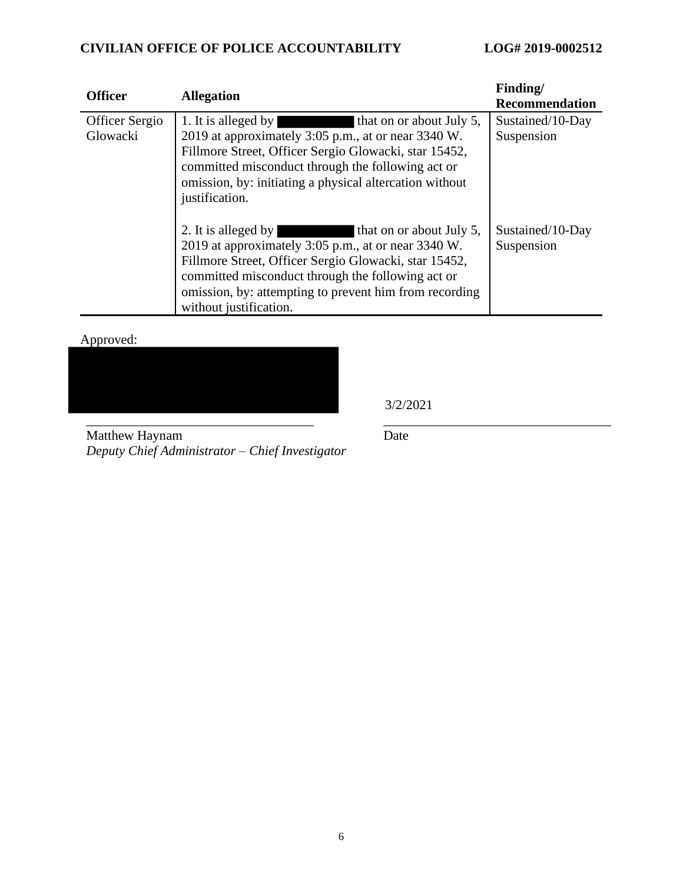| Officer | Allegation | Finding/ Recommendation |
| --- | --- | --- |
| Officer Sergio Glowacki | 1. It is alleged by [REDACTED] that on or about July 5, 2019 at approximately 3:05 p.m., at or near 3340 W. Fillmore Street, Officer Sergio Glowacki, star 15452, committed misconduct through the following act or omission, by: initiating a physical altercation without justification. | Sustained/10-Day Suspension |
| | 2. It is alleged by [REDACTED] that on or about July 5, 2019 at approximately 3:05 p.m., at or near 3340 W. Fillmore Street, Officer Sergio Glowacki, star 15452, committed misconduct through the following act or omission, by: attempting to prevent him from recording without justification. | Sustained/10-Day Suspension |

Approved:

[REDACTED]

3/2/2021

Matthew Haynam
*Deputy Chief Administrator – Chief Investigator*

Date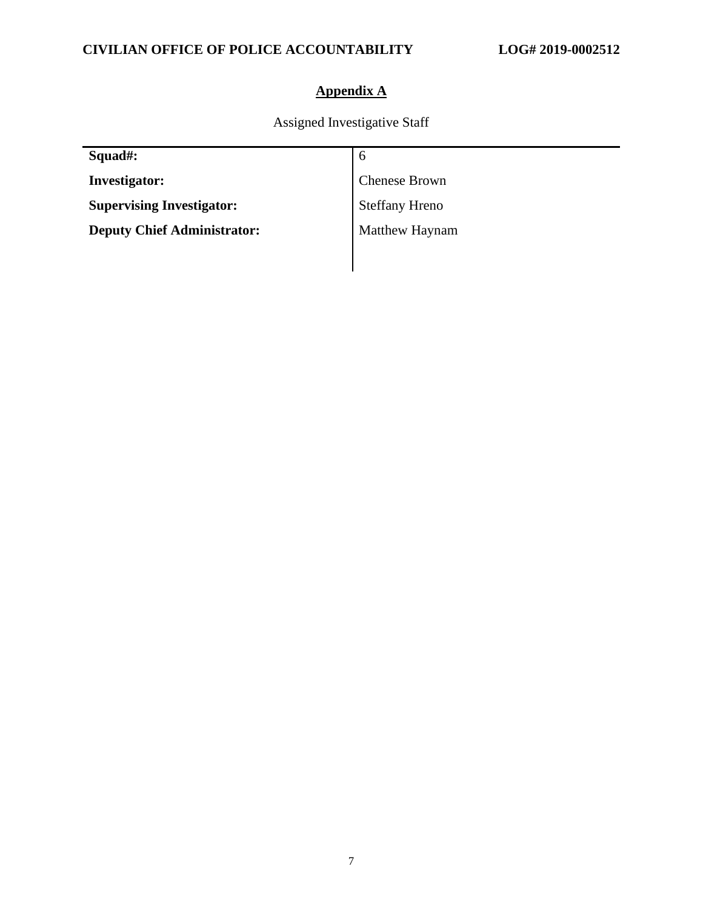## Appendix A

Assigned Investigative Staff

| | |
|---|---|
| **Squad#:** | 6 |
| **Investigator:** | Chenese Brown |
| **Supervising Investigator:** | Steffany Hreno |
| **Deputy Chief Administrator:** | Matthew Haynam |